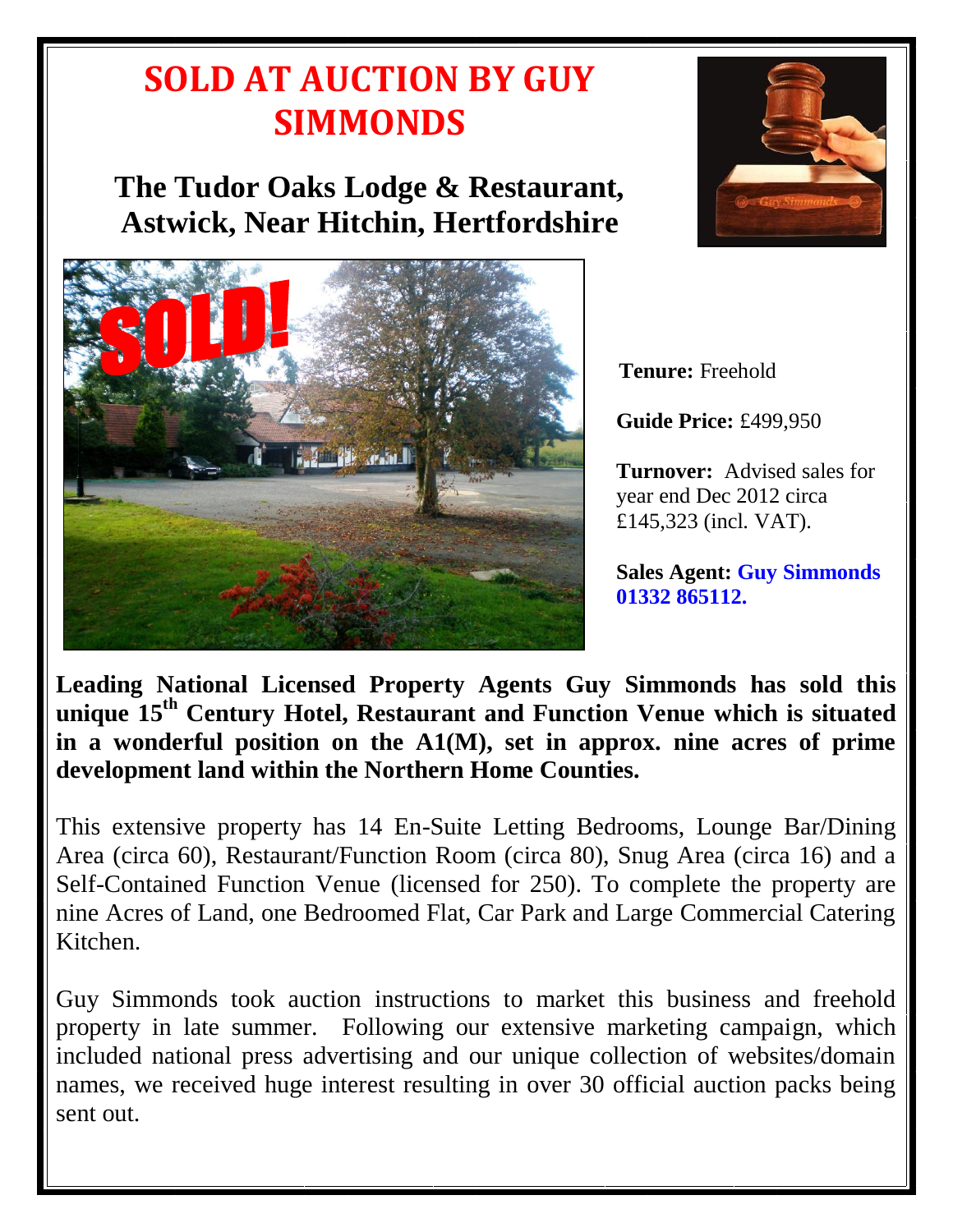# SOLD AT AUCTION BY GUY SIMMONDS

## The Tudor Oaks Lodge & Restaurant, Astwick, Near Hitchin, Hertfordshire

**Tenure:** Freehold

**Guide Price:** £499,950

**Turnover:** Advised sales for year end Dec 2012 circa £145,323 (incl. VAT).

**Sales Agent: Guy Simmonds 01332 865112.**

**Leading National Licensed Property Agents Guy Simmonds has sold this unique 15th Century Hotel, Restaurant and Function Venue which is situated in a wonderful position on the A1(M), set in approx. nine acres of prime development land within the Northern Home Counties.**

This extensive property has 14 En-Suite Letting Bedrooms, Lounge Bar/Dining Area (circa 60), Restaurant/Function Room (circa 80), Snug Area (circa 16) and a Self-Contained Function Venue (licensed for 250). To complete the property are nine Acres of Land, one Bedroomed Flat, Car Park and Large Commercial Catering Kitchen.

Guy Simmonds took auction instructions to market this business and freehold property in late summer. Following our extensive marketing campaign, which included national press advertising and our unique collection of websites/domain names, we received huge interest resulting in over 30 official auction packs being sent out.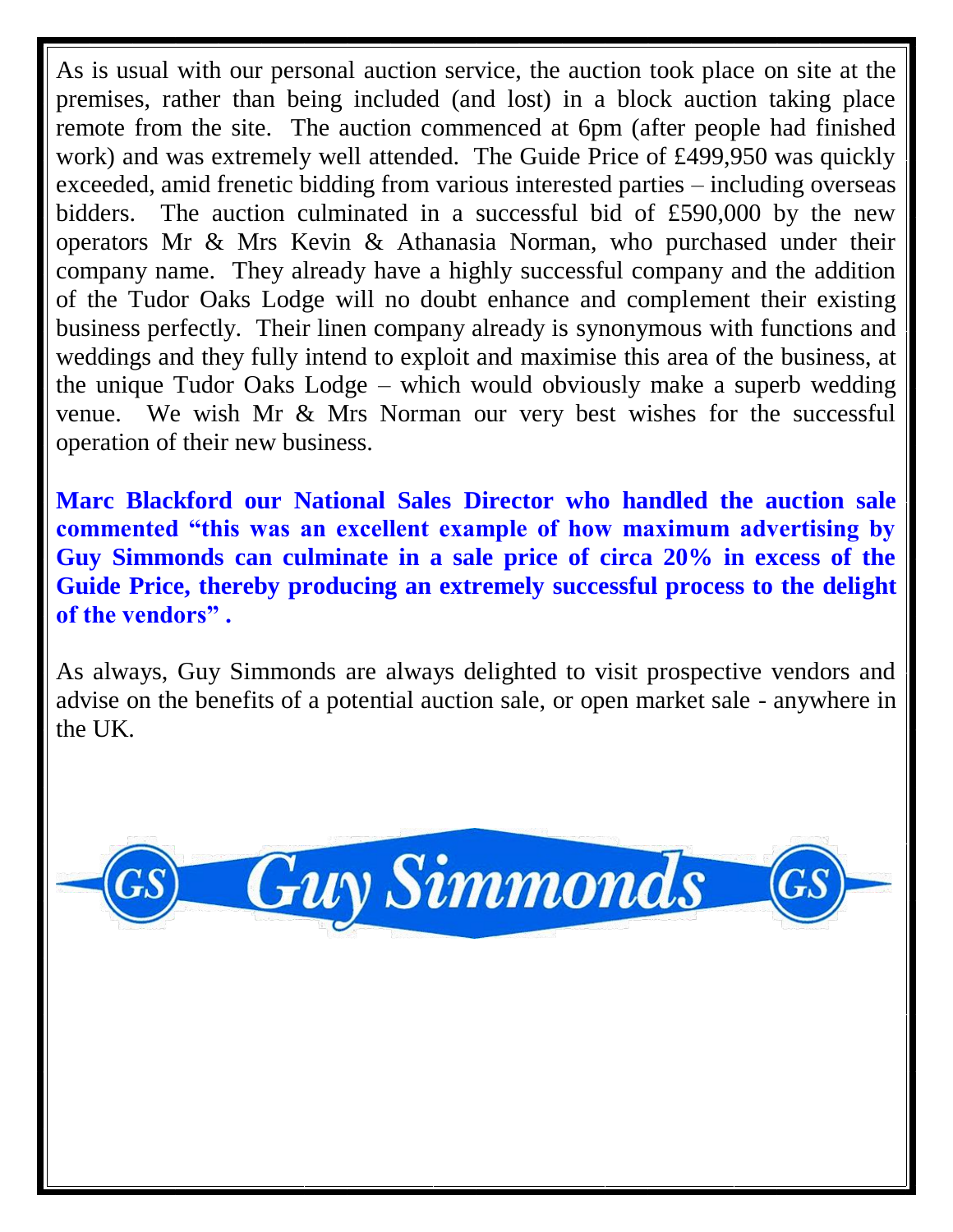As is usual with our personal auction service, the auction took place on site at the premises, rather than being included (and lost) in a block auction taking place remote from the site. The auction commenced at 6pm (after people had finished work) and was extremely well attended. The Guide Price of £499,950 was quickly exceeded, amid frenetic bidding from various interested parties – including overseas bidders. The auction culminated in a successful bid of £590,000 by the new operators Mr & Mrs Kevin & Athanasia Norman, who purchased under their company name. They already have a highly successful company and the addition of the Tudor Oaks Lodge will no doubt enhance and complement their existing business perfectly. Their linen company already is synonymous with functions and weddings and they fully intend to exploit and maximise this area of the business, at the unique Tudor Oaks Lodge – which would obviously make a superb wedding venue. We wish Mr & Mrs Norman our very best wishes for the successful operation of their new business.

**Marc Blackford our National Sales Director who handled the auction sale commented "this was an excellent example of how maximum advertising by Guy Simmonds can culminate in a sale price of circa 20% in excess of the Guide Price, thereby producing an extremely successful process to the delight of the vendors" .**

As always, Guy Simmonds are always delighted to visit prospective vendors and advise on the benefits of a potential auction sale, or open market sale - anywhere in the UK.

GS Guy Simmonds GS